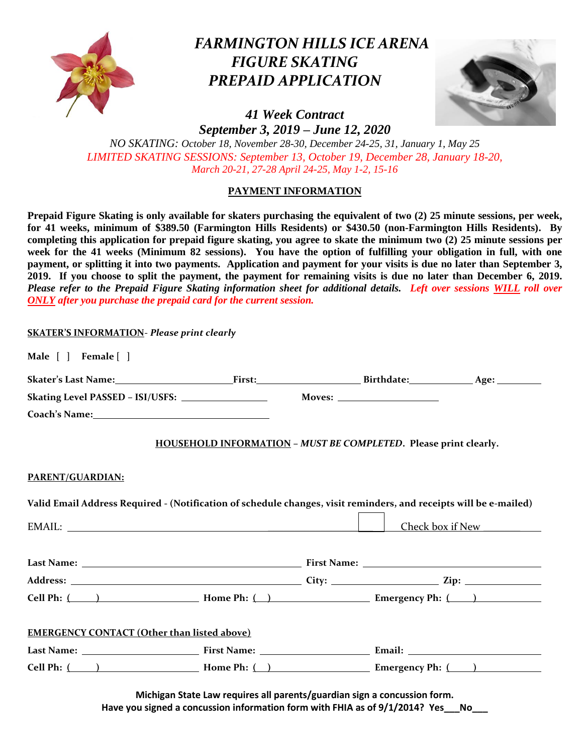# *FARMINGTON HILLS ICE ARENA*
# *FIGURE SKATING*
# *PREPAID APPLICATION*

***41 Week Contract***

***September 3, 2019 – June 12, 2020***

*NO SKATING: October 18, November 28-30, December 24-25, 31, January 1, May 25*

*LIMITED SKATING SESSIONS: September 13, October 19, December 28, January 18-20, March 20-21, 27-28 April 24-25, May 1-2, 15-16*

## PAYMENT INFORMATION

**Prepaid Figure Skating is only available for skaters purchasing the equivalent of two (2) 25 minute sessions, per week, for 41 weeks, minimum of $389.50 (Farmington Hills Residents) or $430.50 (non-Farmington Hills Residents). By completing this application for prepaid figure skating, you agree to skate the minimum two (2) 25 minute sessions per week for the 41 weeks (Minimum 82 sessions). You have the option of fulfilling your obligation in full, with one payment, or splitting it into two payments. Application and payment for your visits is due no later than September 3, 2019. If you choose to split the payment, the payment for remaining visits is due no later than December 6, 2019.** ***Please refer to the Prepaid Figure Skating information sheet for additional details. Left over sessions WILL roll over ONLY after you purchase the prepaid card for the current session.***

**SKATER'S INFORMATION**- *Please print clearly*

**Male [ ] Female [ ]**

**Skater's Last Name:** ______________________ **First:** ____________________ **Birthdate:** ____________ **Age:** ________

**Skating Level PASSED – ISI/USFS:** ________________ **Moves:** ____________________

**Coach's Name:** __________________________________

**HOUSEHOLD INFORMATION** – ***MUST BE COMPLETED*. Please print clearly.**

**PARENT/GUARDIAN:**

**Valid Email Address Required - (Notification of schedule changes, visit reminders, and receipts will be e-mailed)**

EMAIL: ________________________________________________________ [ ] Check box if New

**Last Name:** ____________________________________________ **First Name:** __________________________________

**Address:** ______________________________________________ **City:** ____________________ **Zip:** ______________

**Cell Ph:** ( ) ____________________ **Home Ph:** ( ) __________________ **Emergency Ph:** ( ) ____________

**EMERGENCY CONTACT (Other than listed above)**

**Last Name:** ______________________ **First Name:** ____________________ **Email:** ____________________________

**Cell Ph:** ( ) ____________________ **Home Ph:** ( ) __________________ **Emergency Ph:** ( ) ____________

**Michigan State Law requires all parents/guardian sign a concussion form.**

**Have you signed a concussion information form with FHIA as of 9/1/2014? Yes___No___**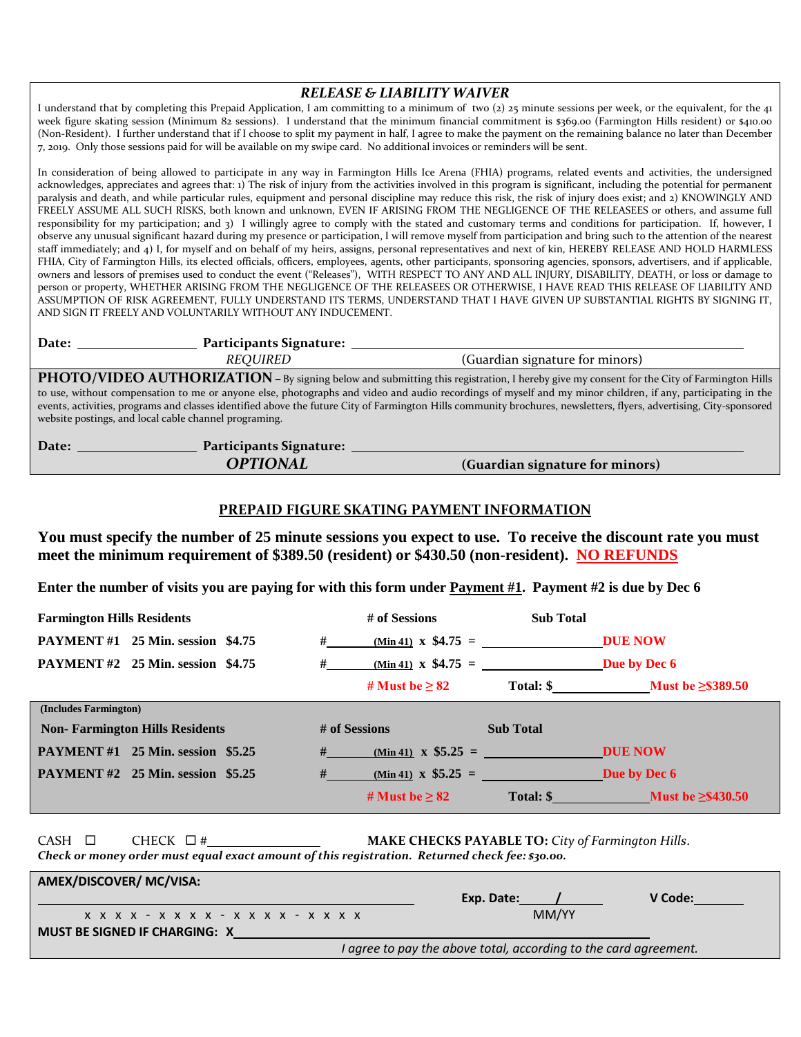### *RELEASE & LIABILITY WAIVER*

I understand that by completing this Prepaid Application, I am committing to a minimum of two (2) 25 minute sessions per week, or the equivalent, for the 41 week figure skating session (Minimum 82 sessions). I understand that the minimum financial commitment is $369.00 (Farmington Hills resident) or $410.00 (Non-Resident). I further understand that if I choose to split my payment in half, I agree to make the payment on the remaining balance no later than December 7, 2019. Only those sessions paid for will be available on my swipe card. No additional invoices or reminders will be sent.

In consideration of being allowed to participate in any way in Farmington Hills Ice Arena (FHIA) programs, related events and activities, the undersigned acknowledges, appreciates and agrees that: 1) The risk of injury from the activities involved in this program is significant, including the potential for permanent paralysis and death, and while particular rules, equipment and personal discipline may reduce this risk, the risk of injury does exist; and 2) KNOWINGLY AND FREELY ASSUME ALL SUCH RISKS, both known and unknown, EVEN IF ARISING FROM THE NEGLIGENCE OF THE RELEASEES or others, and assume full responsibility for my participation; and 3) I willingly agree to comply with the stated and customary terms and conditions for participation. If, however, I observe any unusual significant hazard during my presence or participation, I will remove myself from participation and bring such to the attention of the nearest staff immediately; and 4) I, for myself and on behalf of my heirs, assigns, personal representatives and next of kin, HEREBY RELEASE AND HOLD HARMLESS FHIA, City of Farmington Hills, its elected officials, officers, employees, agents, other participants, sponsoring agencies, sponsors, advertisers, and if applicable, owners and lessors of premises used to conduct the event ("Releases"), WITH RESPECT TO ANY AND ALL INJURY, DISABILITY, DEATH, or loss or damage to person or property, WHETHER ARISING FROM THE NEGLIGENCE OF THE RELEASEES OR OTHERWISE, I HAVE READ THIS RELEASE OF LIABILITY AND ASSUMPTION OF RISK AGREEMENT, FULLY UNDERSTAND ITS TERMS, UNDERSTAND THAT I HAVE GIVEN UP SUBSTANTIAL RIGHTS BY SIGNING IT, AND SIGN IT FREELY AND VOLUNTARILY WITHOUT ANY INDUCEMENT.

**Date:** ________________ **Participants Signature:** ______________________________________________

*REQUIRED* (Guardian signature for minors)

**PHOTO/VIDEO AUTHORIZATION** – By signing below and submitting this registration, I hereby give my consent for the City of Farmington Hills to use, without compensation to me or anyone else, photographs and video and audio recordings of myself and my minor children, if any, participating in the events, activities, programs and classes identified above the future City of Farmington Hills community brochures, newsletters, flyers, advertising, City-sponsored website postings, and local cable channel programing.

**Date:** ________________ **Participants Signature:** ______________________________________________

***OPTIONAL*** **(Guardian signature for minors)**

## PREPAID FIGURE SKATING PAYMENT INFORMATION

**You must specify the number of 25 minute sessions you expect to use. To receive the discount rate you must meet the minimum requirement of $389.50 (resident) or $430.50 (non-resident). NO REFUNDS**

**Enter the number of visits you are paying for with this form under Payment #1. Payment #2 is due by Dec 6**

| **Farmington Hills Residents** | **# of Sessions** | **Sub Total** | |
|---|---|---|---|
| **PAYMENT #1 25 Min. session $4.75** | # ______ (Min 41) x $4.75 = | ______________ | **DUE NOW** |
| **PAYMENT #2 25 Min. session $4.75** | # ______ (Min 41) x $4.75 = | ______________ | **Due by Dec 6** |
| | **# Must be ≥ 82** | **Total: $** ____________ | **Must be ≥$389.50** |

**(Includes Farmington)**

| **Non- Farmington Hills Residents** | **# of Sessions** | **Sub Total** | |
|---|---|---|---|
| **PAYMENT #1 25 Min. session $5.25** | # ______ (Min 41) x $5.25 = | ______________ | **DUE NOW** |
| **PAYMENT #2 25 Min. session $5.25** | # ______ (Min 41) x $5.25 = | ______________ | **Due by Dec 6** |
| | **# Must be ≥ 82** | **Total: $** ____________ | **Must be ≥$430.50** |

CASH ☐ CHECK ☐ # ______________ **MAKE CHECKS PAYABLE TO:** *City of Farmington Hills*.

***Check or money order must equal exact amount of this registration. Returned check fee: $30.00.***

**AMEX/DISCOVER/ MC/VISA:**

__________________________________________ **Exp. Date:** _____/______ **V Code:** ________

X X X X - X X X X - X X X X - X X X X MM/YY

**MUST BE SIGNED IF CHARGING: X** ______________________________________________

*I agree to pay the above total, according to the card agreement.*